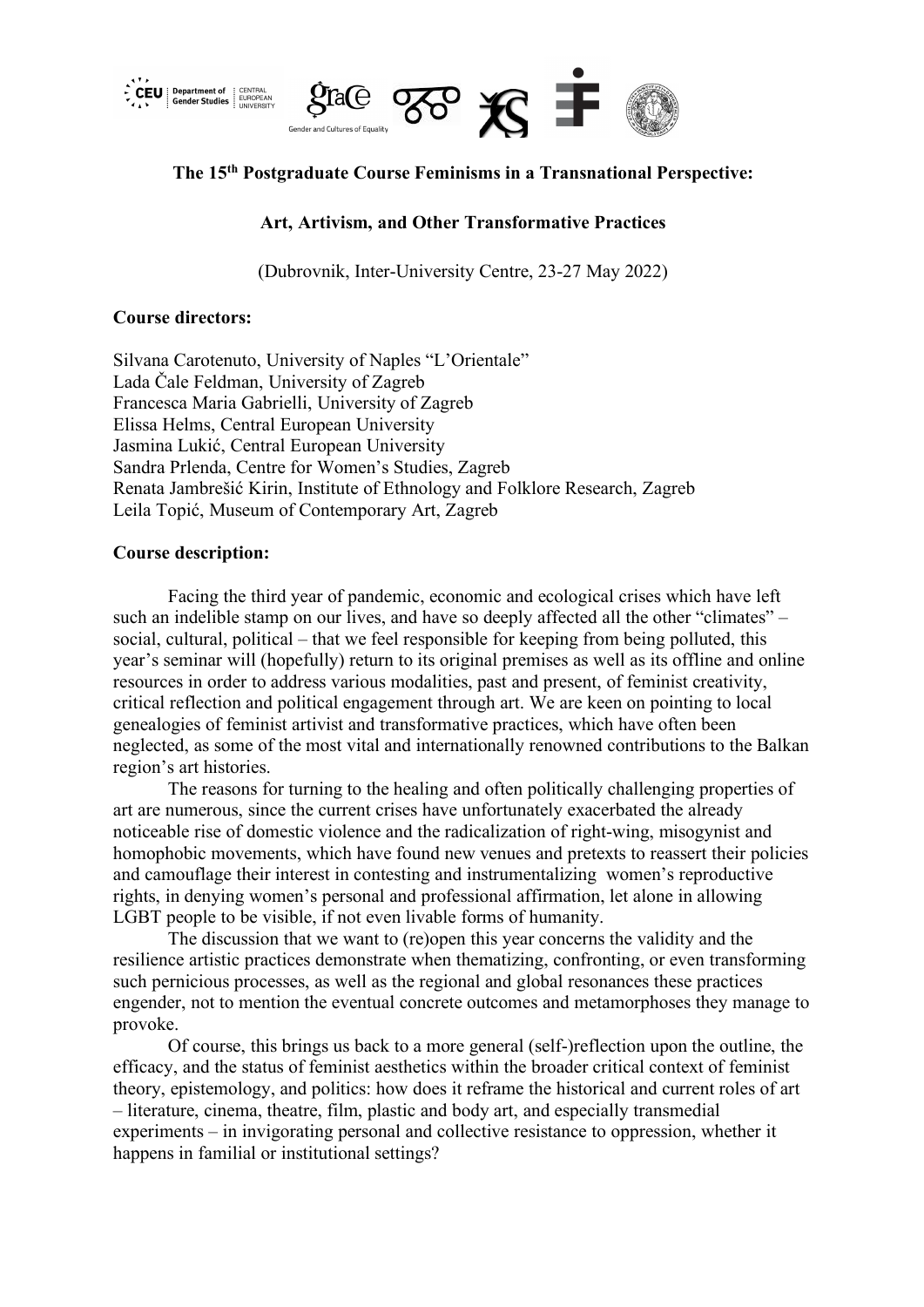**The 15th Postgraduate Course Feminisms in a Transnational Perspective:**

**Art, Artivism, and Other Transformative Practices**

(Dubrovnik, Inter-University Centre, 23-27 May 2022)

**Course directors:**

Silvana Carotenuto, University of Naples "L'Orientale"
Lada Čale Feldman, University of Zagreb
Francesca Maria Gabrielli, University of Zagreb
Elissa Helms, Central European University
Jasmina Lukić, Central European University
Sandra Prlenda, Centre for Women's Studies, Zagreb
Renata Jambrešić Kirin, Institute of Ethnology and Folklore Research, Zagreb
Leila Topić, Museum of Contemporary Art, Zagreb

**Course description:**

Facing the third year of pandemic, economic and ecological crises which have left such an indelible stamp on our lives, and have so deeply affected all the other "climates" – social, cultural, political – that we feel responsible for keeping from being polluted, this year's seminar will (hopefully) return to its original premises as well as its offline and online resources in order to address various modalities, past and present, of feminist creativity, critical reflection and political engagement through art. We are keen on pointing to local genealogies of feminist artivist and transformative practices, which have often been neglected, as some of the most vital and internationally renowned contributions to the Balkan region's art histories.

The reasons for turning to the healing and often politically challenging properties of art are numerous, since the current crises have unfortunately exacerbated the already noticeable rise of domestic violence and the radicalization of right-wing, misogynist and homophobic movements, which have found new venues and pretexts to reassert their policies and camouflage their interest in contesting and instrumentalizing women's reproductive rights, in denying women's personal and professional affirmation, let alone in allowing LGBT people to be visible, if not even livable forms of humanity.

The discussion that we want to (re)open this year concerns the validity and the resilience artistic practices demonstrate when thematizing, confronting, or even transforming such pernicious processes, as well as the regional and global resonances these practices engender, not to mention the eventual concrete outcomes and metamorphoses they manage to provoke.

Of course, this brings us back to a more general (self-)reflection upon the outline, the efficacy, and the status of feminist aesthetics within the broader critical context of feminist theory, epistemology, and politics: how does it reframe the historical and current roles of art – literature, cinema, theatre, film, plastic and body art, and especially transmedial experiments – in invigorating personal and collective resistance to oppression, whether it happens in familial or institutional settings?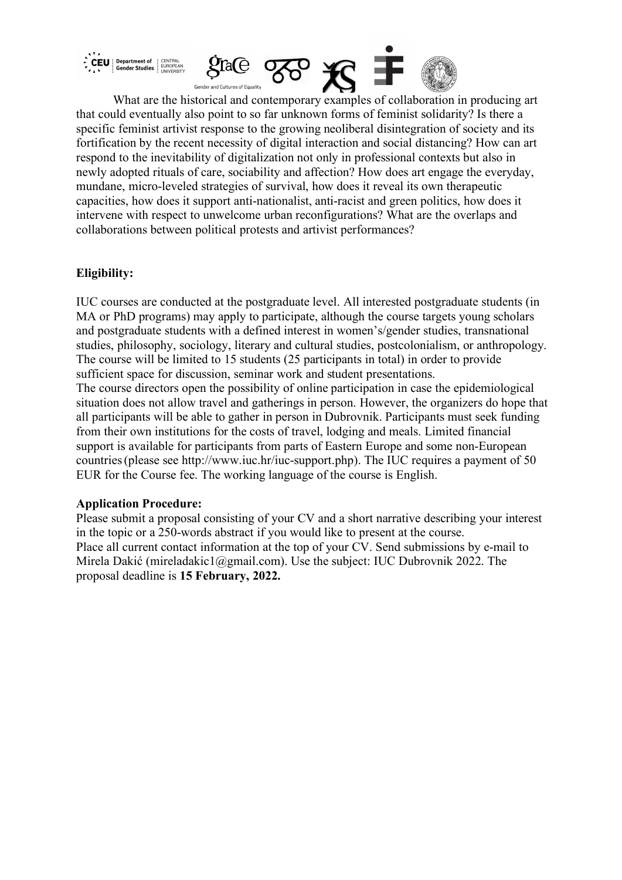What are the historical and contemporary examples of collaboration in producing art that could eventually also point to so far unknown forms of feminist solidarity? Is there a specific feminist artivist response to the growing neoliberal disintegration of society and its fortification by the recent necessity of digital interaction and social distancing? How can art respond to the inevitability of digitalization not only in professional contexts but also in newly adopted rituals of care, sociability and affection? How does art engage the everyday, mundane, micro-leveled strategies of survival, how does it reveal its own therapeutic capacities, how does it support anti-nationalist, anti-racist and green politics, how does it intervene with respect to unwelcome urban reconfigurations? What are the overlaps and collaborations between political protests and artivist performances?

**Eligibility:**

IUC courses are conducted at the postgraduate level. All interested postgraduate students (in MA or PhD programs) may apply to participate, although the course targets young scholars and postgraduate students with a defined interest in women's/gender studies, transnational studies, philosophy, sociology, literary and cultural studies, postcolonialism, or anthropology. The course will be limited to 15 students (25 participants in total) in order to provide sufficient space for discussion, seminar work and student presentations.
The course directors open the possibility of online participation in case the epidemiological situation does not allow travel and gatherings in person. However, the organizers do hope that all participants will be able to gather in person in Dubrovnik. Participants must seek funding from their own institutions for the costs of travel, lodging and meals. Limited financial support is available for participants from parts of Eastern Europe and some non-European countries (please see http://www.iuc.hr/iuc-support.php). The IUC requires a payment of 50 EUR for the Course fee. The working language of the course is English.

**Application Procedure:**

Please submit a proposal consisting of your CV and a short narrative describing your interest in the topic or a 250-words abstract if you would like to present at the course.
Place all current contact information at the top of your CV. Send submissions by e-mail to Mirela Dakić (mireladakic1@gmail.com). Use the subject: IUC Dubrovnik 2022. The proposal deadline is **15 February, 2022.**